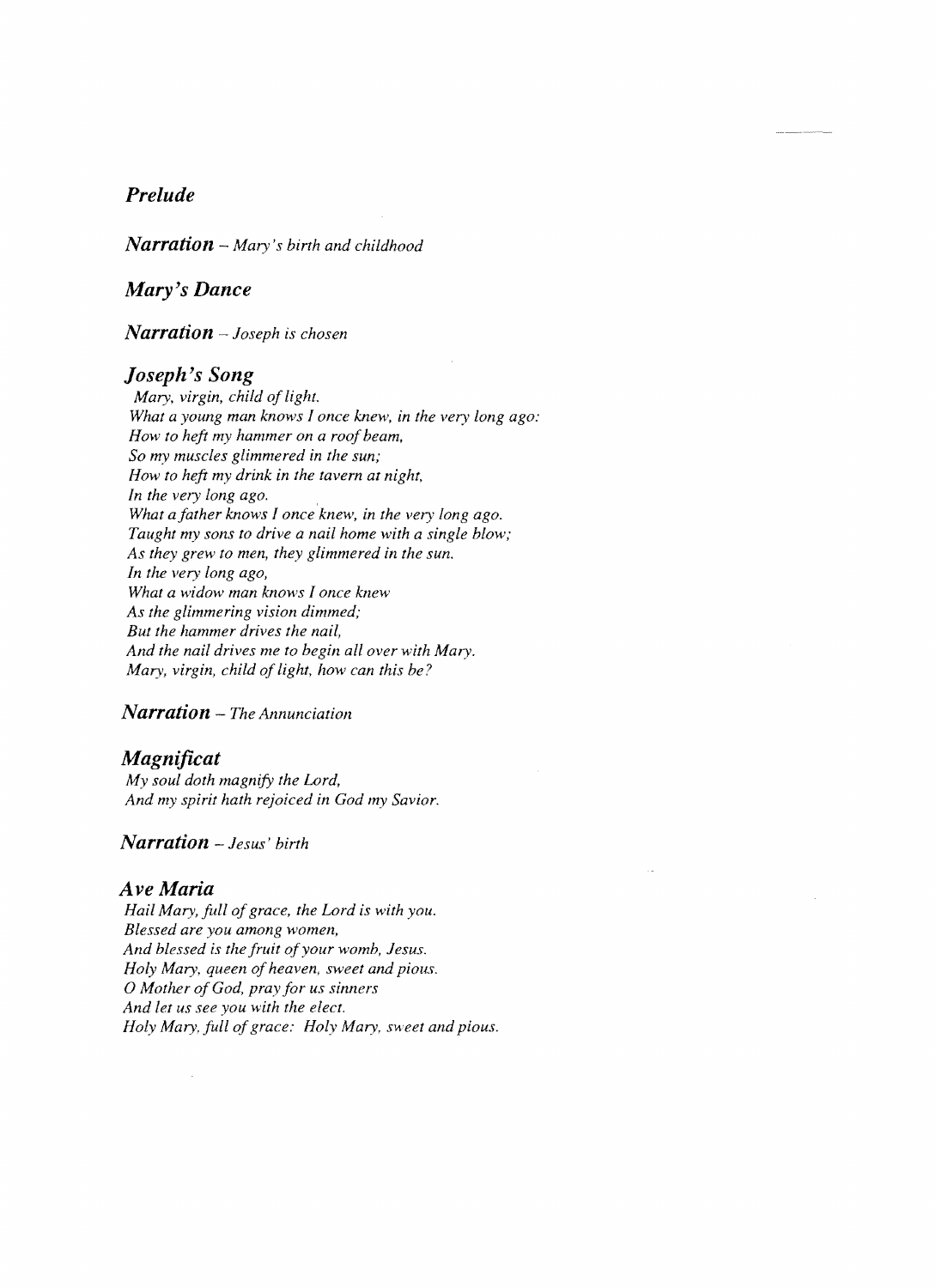## *Prelude*

***Narration*** – *Mary's birth and childhood*

## *Mary's Dance*

***Narration*** – *Joseph is chosen*

## *Joseph's Song*

*Mary, virgin, child of light.*
*What a young man knows I once knew, in the very long ago:*
*How to heft my hammer on a roof beam,*
*So my muscles glimmered in the sun;*
*How to heft my drink in the tavern at night,*
*In the very long ago.*
*What a father knows I once knew, in the very long ago.*
*Taught my sons to drive a nail home with a single blow;*
*As they grew to men, they glimmered in the sun.*
*In the very long ago,*
*What a widow man knows I once knew*
*As the glimmering vision dimmed;*
*But the hammer drives the nail,*
*And the nail drives me to begin all over with Mary.*
*Mary, virgin, child of light, how can this be?*

***Narration*** – *The Annunciation*

## *Magnificat*

*My soul doth magnify the Lord,*
*And my spirit hath rejoiced in God my Savior.*

***Narration*** – *Jesus' birth*

## *Ave Maria*

*Hail Mary, full of grace, the Lord is with you.*
*Blessed are you among women,*
*And blessed is the fruit of your womb, Jesus.*
*Holy Mary, queen of heaven, sweet and pious.*
*O Mother of God, pray for us sinners*
*And let us see you with the elect.*
*Holy Mary, full of grace: Holy Mary, sweet and pious.*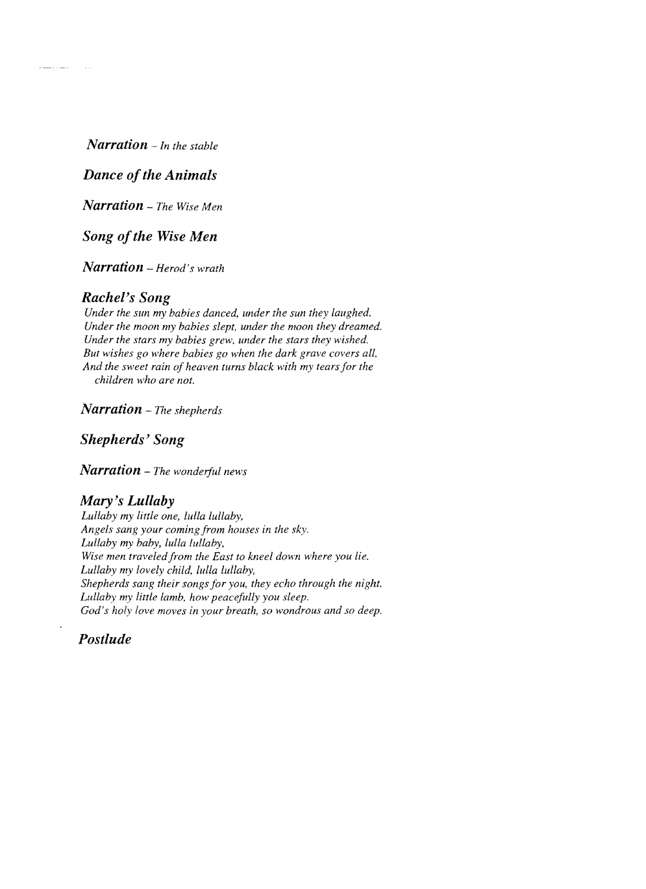***Narration*** *– In the stable*

***Dance of the Animals***

***Narration*** *– The Wise Men*

***Song of the Wise Men***

***Narration*** *– Herod's wrath*

***Rachel's Song***

*Under the sun my babies danced, under the sun they laughed.*
*Under the moon my babies slept, under the moon they dreamed.*
*Under the stars my babies grew, under the stars they wished.*
*But wishes go where babies go when the dark grave covers all,*
*And the sweet rain of heaven turns black with my tears for the children who are not.*

***Narration*** *– The shepherds*

***Shepherds' Song***

***Narration*** *– The wonderful news*

***Mary's Lullaby***

*Lullaby my little one, lulla lullaby,*
*Angels sang your coming from houses in the sky.*
*Lullaby my baby, lulla lullaby,*
*Wise men traveled from the East to kneel down where you lie.*
*Lullaby my lovely child, lulla lullaby,*
*Shepherds sang their songs for you, they echo through the night.*
*Lullaby my little lamb, how peacefully you sleep.*
*God's holy love moves in your breath, so wondrous and so deep.*

***Postlude***